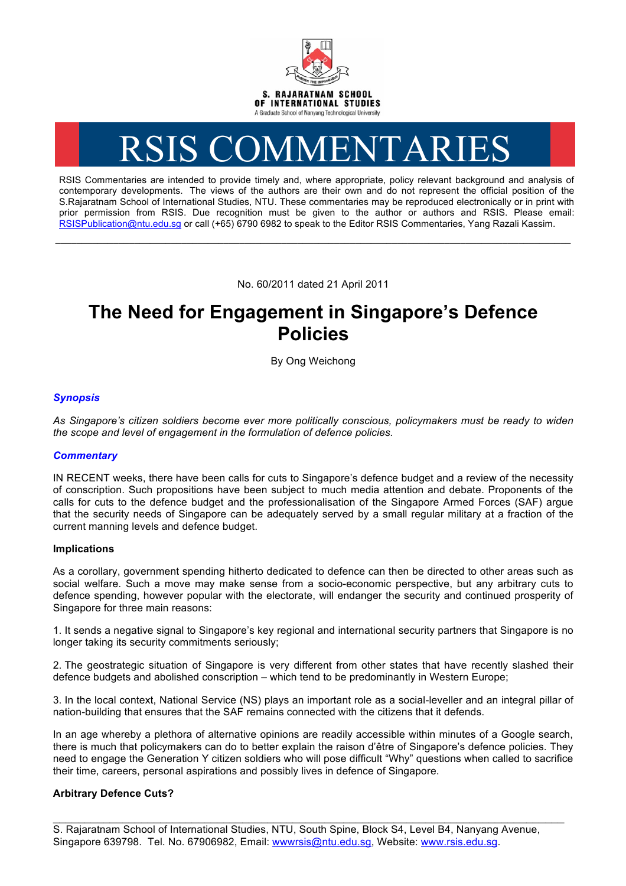S. RAJARATNAM SCHOOL OF INTERNATIONAL STUDIES

A Graduate School of Nanyang Technological University

# RSIS COMMENTARIES

RSIS Commentaries are intended to provide timely and, where appropriate, policy relevant background and analysis of contemporary developments. The views of the authors are their own and do not represent the official position of the S.Rajaratnam School of International Studies, NTU. These commentaries may be reproduced electronically or in print with prior permission from RSIS. Due recognition must be given to the author or authors and RSIS. Please email: RSISPublication@ntu.edu.sg or call (+65) 6790 6982 to speak to the Editor RSIS Commentaries, Yang Razali Kassim.

---

No. 60/2011 dated 21 April 2011

## The Need for Engagement in Singapore's Defence Policies

By Ong Weichong

### *Synopsis*

*As Singapore's citizen soldiers become ever more politically conscious, policymakers must be ready to widen the scope and level of engagement in the formulation of defence policies.*

### *Commentary*

IN RECENT weeks, there have been calls for cuts to Singapore's defence budget and a review of the necessity of conscription. Such propositions have been subject to much media attention and debate. Proponents of the calls for cuts to the defence budget and the professionalisation of the Singapore Armed Forces (SAF) argue that the security needs of Singapore can be adequately served by a small regular military at a fraction of the current manning levels and defence budget.

**Implications**

As a corollary, government spending hitherto dedicated to defence can then be directed to other areas such as social welfare. Such a move may make sense from a socio-economic perspective, but any arbitrary cuts to defence spending, however popular with the electorate, will endanger the security and continued prosperity of Singapore for three main reasons:

1. It sends a negative signal to Singapore's key regional and international security partners that Singapore is no longer taking its security commitments seriously;

2. The geostrategic situation of Singapore is very different from other states that have recently slashed their defence budgets and abolished conscription – which tend to be predominantly in Western Europe;

3. In the local context, National Service (NS) plays an important role as a social-leveller and an integral pillar of nation-building that ensures that the SAF remains connected with the citizens that it defends.

In an age whereby a plethora of alternative opinions are readily accessible within minutes of a Google search, there is much that policymakers can do to better explain the raison d'être of Singapore's defence policies. They need to engage the Generation Y citizen soldiers who will pose difficult "Why" questions when called to sacrifice their time, careers, personal aspirations and possibly lives in defence of Singapore.

**Arbitrary Defence Cuts?**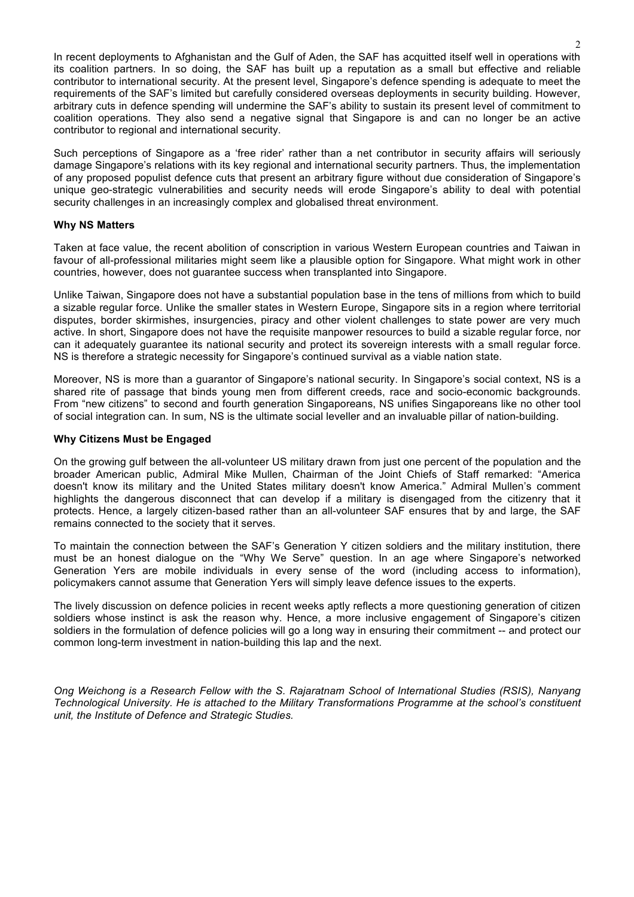In recent deployments to Afghanistan and the Gulf of Aden, the SAF has acquitted itself well in operations with its coalition partners. In so doing, the SAF has built up a reputation as a small but effective and reliable contributor to international security. At the present level, Singapore's defence spending is adequate to meet the requirements of the SAF's limited but carefully considered overseas deployments in security building. However, arbitrary cuts in defence spending will undermine the SAF's ability to sustain its present level of commitment to coalition operations. They also send a negative signal that Singapore is and can no longer be an active contributor to regional and international security.

Such perceptions of Singapore as a 'free rider' rather than a net contributor in security affairs will seriously damage Singapore's relations with its key regional and international security partners. Thus, the implementation of any proposed populist defence cuts that present an arbitrary figure without due consideration of Singapore's unique geo-strategic vulnerabilities and security needs will erode Singapore's ability to deal with potential security challenges in an increasingly complex and globalised threat environment.

**Why NS Matters**

Taken at face value, the recent abolition of conscription in various Western European countries and Taiwan in favour of all-professional militaries might seem like a plausible option for Singapore. What might work in other countries, however, does not guarantee success when transplanted into Singapore.

Unlike Taiwan, Singapore does not have a substantial population base in the tens of millions from which to build a sizable regular force. Unlike the smaller states in Western Europe, Singapore sits in a region where territorial disputes, border skirmishes, insurgencies, piracy and other violent challenges to state power are very much active. In short, Singapore does not have the requisite manpower resources to build a sizable regular force, nor can it adequately guarantee its national security and protect its sovereign interests with a small regular force. NS is therefore a strategic necessity for Singapore's continued survival as a viable nation state.

Moreover, NS is more than a guarantor of Singapore's national security. In Singapore's social context, NS is a shared rite of passage that binds young men from different creeds, race and socio-economic backgrounds. From "new citizens" to second and fourth generation Singaporeans, NS unifies Singaporeans like no other tool of social integration can. In sum, NS is the ultimate social leveller and an invaluable pillar of nation-building.

**Why Citizens Must be Engaged**

On the growing gulf between the all-volunteer US military drawn from just one percent of the population and the broader American public, Admiral Mike Mullen, Chairman of the Joint Chiefs of Staff remarked: "America doesn't know its military and the United States military doesn't know America." Admiral Mullen's comment highlights the dangerous disconnect that can develop if a military is disengaged from the citizenry that it protects. Hence, a largely citizen-based rather than an all-volunteer SAF ensures that by and large, the SAF remains connected to the society that it serves.

To maintain the connection between the SAF's Generation Y citizen soldiers and the military institution, there must be an honest dialogue on the "Why We Serve" question. In an age where Singapore's networked Generation Yers are mobile individuals in every sense of the word (including access to information), policymakers cannot assume that Generation Yers will simply leave defence issues to the experts.

The lively discussion on defence policies in recent weeks aptly reflects a more questioning generation of citizen soldiers whose instinct is ask the reason why. Hence, a more inclusive engagement of Singapore's citizen soldiers in the formulation of defence policies will go a long way in ensuring their commitment -- and protect our common long-term investment in nation-building this lap and the next.

*Ong Weichong is a Research Fellow with the S. Rajaratnam School of International Studies (RSIS), Nanyang Technological University. He is attached to the Military Transformations Programme at the school's constituent unit, the Institute of Defence and Strategic Studies.*